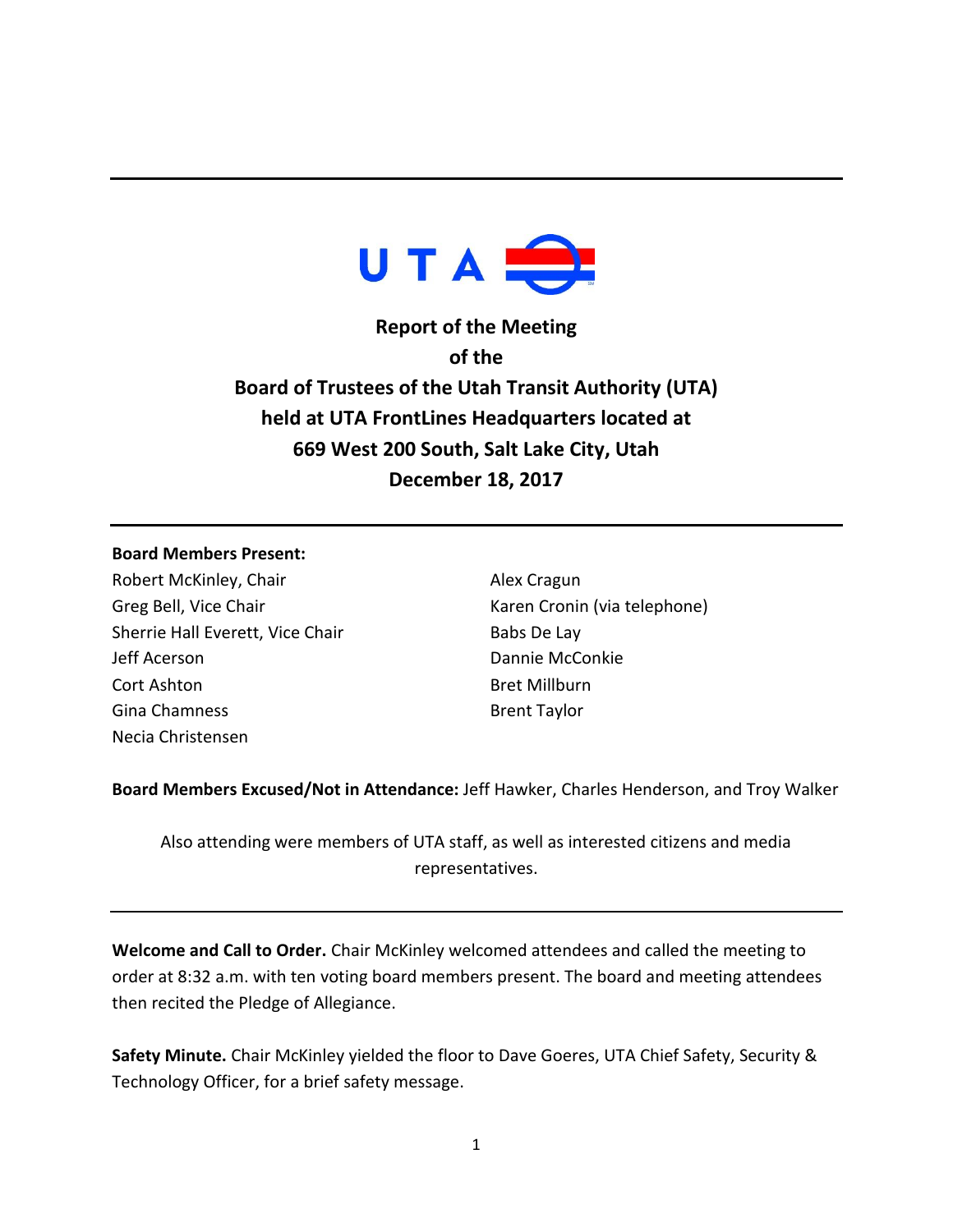# Report of the Meeting of the Board of Trustees of the Utah Transit Authority (UTA) held at UTA FrontLines Headquarters located at 669 West 200 South, Salt Lake City, Utah December 18, 2017

**Board Members Present:**

Robert McKinley, Chair
Greg Bell, Vice Chair
Sherrie Hall Everett, Vice Chair
Jeff Acerson
Cort Ashton
Gina Chamness
Necia Christensen
Alex Cragun
Karen Cronin (via telephone)
Babs De Lay
Dannie McConkie
Bret Millburn
Brent Taylor

**Board Members Excused/Not in Attendance:** Jeff Hawker, Charles Henderson, and Troy Walker

Also attending were members of UTA staff, as well as interested citizens and media representatives.

**Welcome and Call to Order.** Chair McKinley welcomed attendees and called the meeting to order at 8:32 a.m. with ten voting board members present. The board and meeting attendees then recited the Pledge of Allegiance.

**Safety Minute.** Chair McKinley yielded the floor to Dave Goeres, UTA Chief Safety, Security & Technology Officer, for a brief safety message.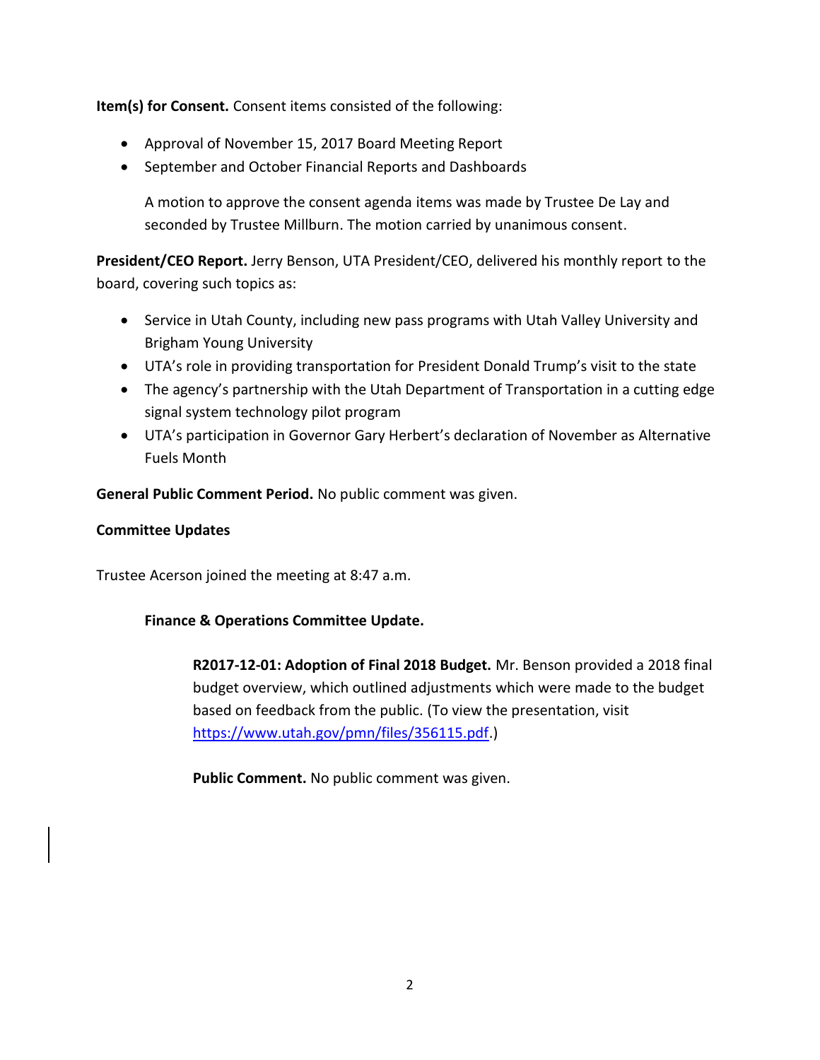**Item(s) for Consent.** Consent items consisted of the following:

- Approval of November 15, 2017 Board Meeting Report
- September and October Financial Reports and Dashboards

A motion to approve the consent agenda items was made by Trustee De Lay and seconded by Trustee Millburn. The motion carried by unanimous consent.

**President/CEO Report.** Jerry Benson, UTA President/CEO, delivered his monthly report to the board, covering such topics as:

- Service in Utah County, including new pass programs with Utah Valley University and Brigham Young University
- UTA's role in providing transportation for President Donald Trump's visit to the state
- The agency's partnership with the Utah Department of Transportation in a cutting edge signal system technology pilot program
- UTA's participation in Governor Gary Herbert's declaration of November as Alternative Fuels Month

**General Public Comment Period.** No public comment was given.

**Committee Updates**

Trustee Acerson joined the meeting at 8:47 a.m.

**Finance & Operations Committee Update.**

**R2017-12-01: Adoption of Final 2018 Budget.** Mr. Benson provided a 2018 final budget overview, which outlined adjustments which were made to the budget based on feedback from the public. (To view the presentation, visit https://www.utah.gov/pmn/files/356115.pdf.)

**Public Comment.** No public comment was given.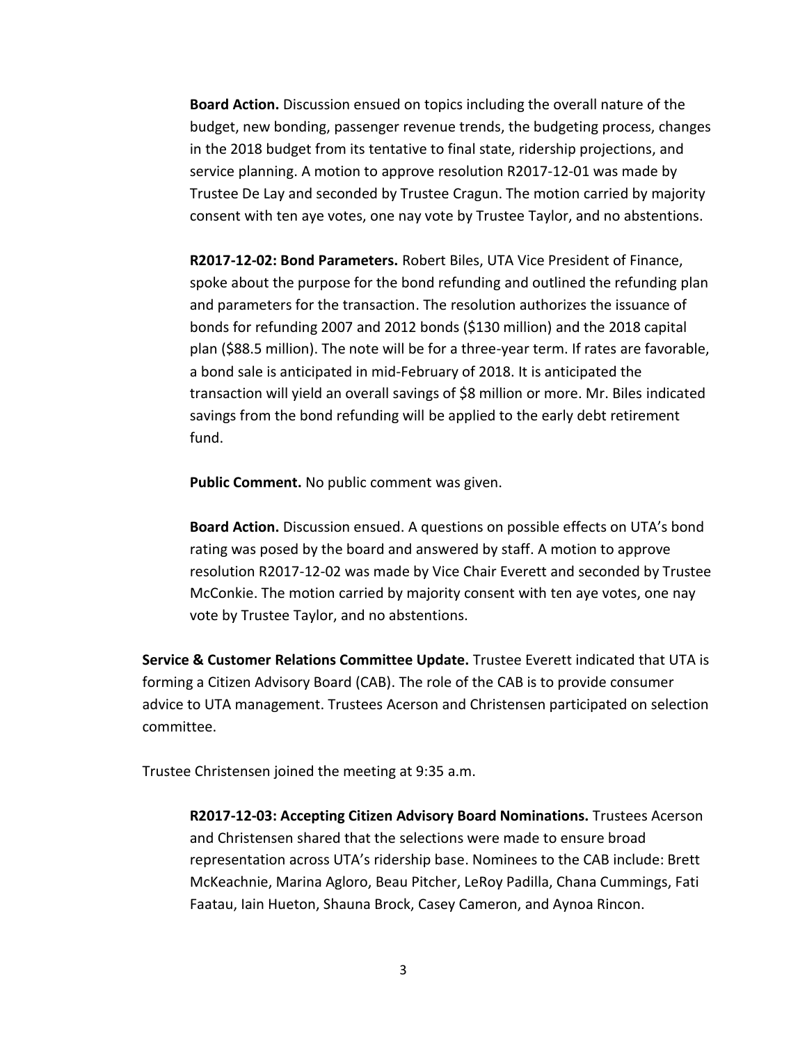**Board Action.** Discussion ensued on topics including the overall nature of the budget, new bonding, passenger revenue trends, the budgeting process, changes in the 2018 budget from its tentative to final state, ridership projections, and service planning. A motion to approve resolution R2017-12-01 was made by Trustee De Lay and seconded by Trustee Cragun. The motion carried by majority consent with ten aye votes, one nay vote by Trustee Taylor, and no abstentions.

**R2017-12-02: Bond Parameters.** Robert Biles, UTA Vice President of Finance, spoke about the purpose for the bond refunding and outlined the refunding plan and parameters for the transaction. The resolution authorizes the issuance of bonds for refunding 2007 and 2012 bonds ($130 million) and the 2018 capital plan ($88.5 million). The note will be for a three-year term. If rates are favorable, a bond sale is anticipated in mid-February of 2018. It is anticipated the transaction will yield an overall savings of $8 million or more. Mr. Biles indicated savings from the bond refunding will be applied to the early debt retirement fund.

**Public Comment.** No public comment was given.

**Board Action.** Discussion ensued. A questions on possible effects on UTA's bond rating was posed by the board and answered by staff. A motion to approve resolution R2017-12-02 was made by Vice Chair Everett and seconded by Trustee McConkie. The motion carried by majority consent with ten aye votes, one nay vote by Trustee Taylor, and no abstentions.

**Service & Customer Relations Committee Update.** Trustee Everett indicated that UTA is forming a Citizen Advisory Board (CAB). The role of the CAB is to provide consumer advice to UTA management. Trustees Acerson and Christensen participated on selection committee.

Trustee Christensen joined the meeting at 9:35 a.m.

**R2017-12-03: Accepting Citizen Advisory Board Nominations.** Trustees Acerson and Christensen shared that the selections were made to ensure broad representation across UTA's ridership base. Nominees to the CAB include: Brett McKeachnie, Marina Agloro, Beau Pitcher, LeRoy Padilla, Chana Cummings, Fati Faatau, Iain Hueton, Shauna Brock, Casey Cameron, and Aynoa Rincon.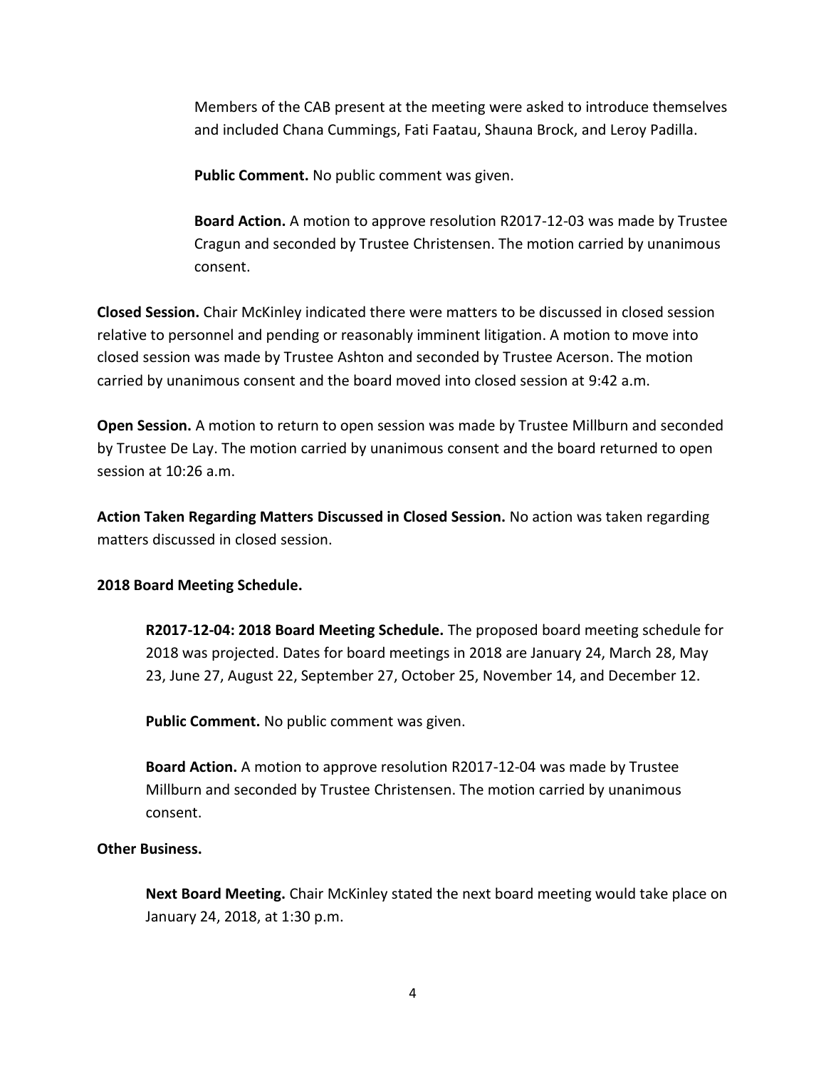Members of the CAB present at the meeting were asked to introduce themselves and included Chana Cummings, Fati Faatau, Shauna Brock, and Leroy Padilla.

**Public Comment.** No public comment was given.

**Board Action.** A motion to approve resolution R2017-12-03 was made by Trustee Cragun and seconded by Trustee Christensen. The motion carried by unanimous consent.

**Closed Session.** Chair McKinley indicated there were matters to be discussed in closed session relative to personnel and pending or reasonably imminent litigation. A motion to move into closed session was made by Trustee Ashton and seconded by Trustee Acerson. The motion carried by unanimous consent and the board moved into closed session at 9:42 a.m.

**Open Session.** A motion to return to open session was made by Trustee Millburn and seconded by Trustee De Lay. The motion carried by unanimous consent and the board returned to open session at 10:26 a.m.

**Action Taken Regarding Matters Discussed in Closed Session.** No action was taken regarding matters discussed in closed session.

**2018 Board Meeting Schedule.**

**R2017-12-04: 2018 Board Meeting Schedule.** The proposed board meeting schedule for 2018 was projected. Dates for board meetings in 2018 are January 24, March 28, May 23, June 27, August 22, September 27, October 25, November 14, and December 12.

**Public Comment.** No public comment was given.

**Board Action.** A motion to approve resolution R2017-12-04 was made by Trustee Millburn and seconded by Trustee Christensen. The motion carried by unanimous consent.

**Other Business.**

**Next Board Meeting.** Chair McKinley stated the next board meeting would take place on January 24, 2018, at 1:30 p.m.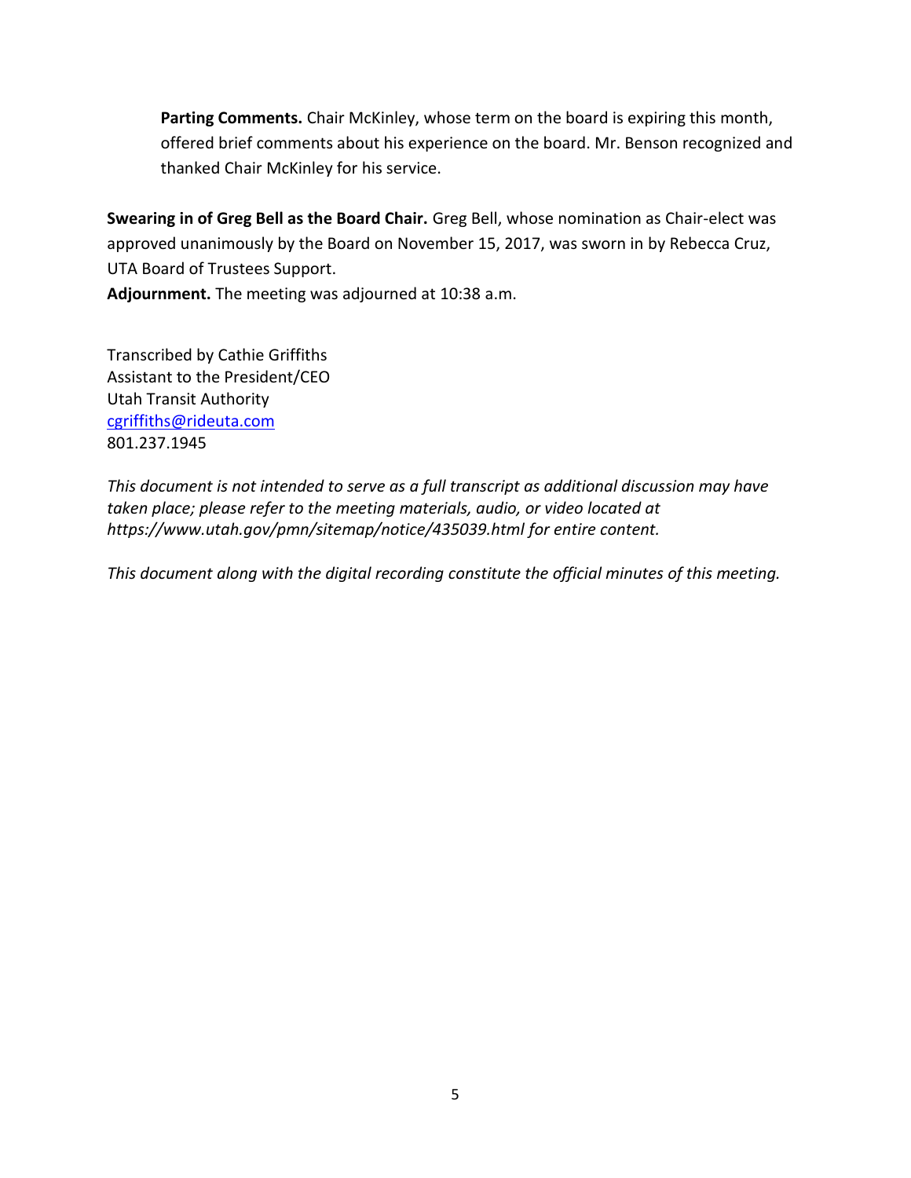**Parting Comments.** Chair McKinley, whose term on the board is expiring this month, offered brief comments about his experience on the board. Mr. Benson recognized and thanked Chair McKinley for his service.

**Swearing in of Greg Bell as the Board Chair.** Greg Bell, whose nomination as Chair-elect was approved unanimously by the Board on November 15, 2017, was sworn in by Rebecca Cruz, UTA Board of Trustees Support.

**Adjournment.** The meeting was adjourned at 10:38 a.m.

Transcribed by Cathie Griffiths
Assistant to the President/CEO
Utah Transit Authority
cgriffiths@rideuta.com
801.237.1945

*This document is not intended to serve as a full transcript as additional discussion may have taken place; please refer to the meeting materials, audio, or video located at https://www.utah.gov/pmn/sitemap/notice/435039.html for entire content.*

*This document along with the digital recording constitute the official minutes of this meeting.*